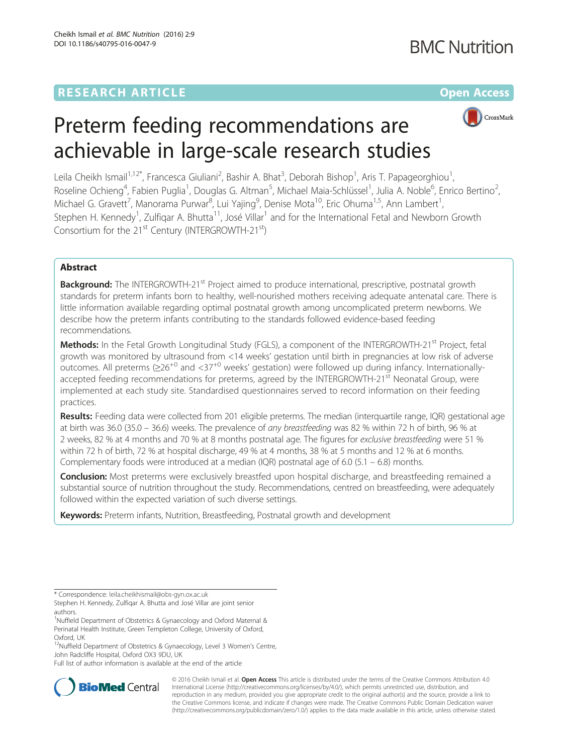RESEARCH ARTICLE

Open Access

# Preterm feeding recommendations are achievable in large-scale research studies

Leila Cheikh Ismail[1,12*], Francesca Giuliani[2], Bashir A. Bhat[3], Deborah Bishop[1], Aris T. Papageorghiou[1], Roseline Ochieng[4], Fabien Puglia[1], Douglas G. Altman[5], Michael Maia-Schlüssel[1], Julia A. Noble[6], Enrico Bertino[2], Michael G. Gravett[7], Manorama Purwar[8], Lui Yajing[9], Denise Mota[10], Eric Ohuma[1,5], Ann Lambert[1], Stephen H. Kennedy[1], Zulfiqar A. Bhutta[11], José Villar[1] and for the International Fetal and Newborn Growth Consortium for the 21st Century (INTERGROWTH-21st)

## Abstract

**Background:** The INTERGROWTH-21st Project aimed to produce international, prescriptive, postnatal growth standards for preterm infants born to healthy, well-nourished mothers receiving adequate antenatal care. There is little information available regarding optimal postnatal growth among uncomplicated preterm newborns. We describe how the preterm infants contributing to the standards followed evidence-based feeding recommendations.

**Methods:** In the Fetal Growth Longitudinal Study (FGLS), a component of the INTERGROWTH-21st Project, fetal growth was monitored by ultrasound from <14 weeks' gestation until birth in pregnancies at low risk of adverse outcomes. All preterms (≥26$^{+0}$ and <37$^{+0}$ weeks' gestation) were followed up during infancy. Internationally-accepted feeding recommendations for preterms, agreed by the INTERGROWTH-21st Neonatal Group, were implemented at each study site. Standardised questionnaires served to record information on their feeding practices.

**Results:** Feeding data were collected from 201 eligible preterms. The median (interquartile range, IQR) gestational age at birth was 36.0 (35.0 – 36.6) weeks. The prevalence of *any breastfeeding* was 82 % within 72 h of birth, 96 % at 2 weeks, 82 % at 4 months and 70 % at 8 months postnatal age. The figures for *exclusive breastfeeding* were 51 % within 72 h of birth, 72 % at hospital discharge, 49 % at 4 months, 38 % at 5 months and 12 % at 6 months. Complementary foods were introduced at a median (IQR) postnatal age of 6.0 (5.1 – 6.8) months.

**Conclusion:** Most preterms were exclusively breastfed upon hospital discharge, and breastfeeding remained a substantial source of nutrition throughout the study. Recommendations, centred on breastfeeding, were adequately followed within the expected variation of such diverse settings.

**Keywords:** Preterm infants, Nutrition, Breastfeeding, Postnatal growth and development

---

* Correspondence: leila.cheikhismail@obs-gyn.ox.ac.uk
Stephen H. Kennedy, Zulfiqar A. Bhutta and José Villar are joint senior authors.
[1]Nuffield Department of Obstetrics & Gynaecology and Oxford Maternal & Perinatal Health Institute, Green Templeton College, University of Oxford, Oxford, UK
[12]Nuffield Department of Obstetrics & Gynaecology, Level 3 Women's Centre, John Radcliffe Hospital, Oxford OX3 9DU, UK
Full list of author information is available at the end of the article

© 2016 Cheikh Ismail et al. **Open Access** This article is distributed under the terms of the Creative Commons Attribution 4.0 International License (http://creativecommons.org/licenses/by/4.0/), which permits unrestricted use, distribution, and reproduction in any medium, provided you give appropriate credit to the original author(s) and the source, provide a link to the Creative Commons license, and indicate if changes were made. The Creative Commons Public Domain Dedication waiver (http://creativecommons.org/publicdomain/zero/1.0/) applies to the data made available in this article, unless otherwise stated.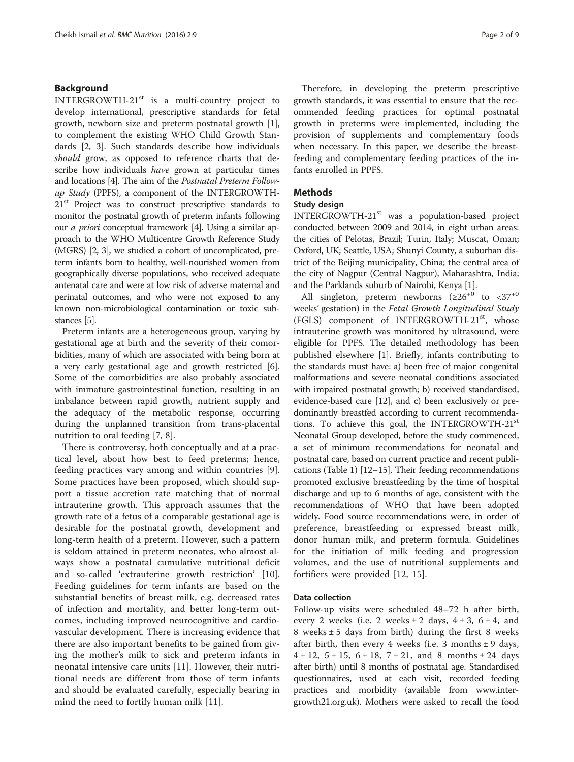## Background

INTERGROWTH-21$^{st}$ is a multi-country project to develop international, prescriptive standards for fetal growth, newborn size and preterm postnatal growth [1], to complement the existing WHO Child Growth Standards [2, 3]. Such standards describe how individuals *should* grow, as opposed to reference charts that describe how individuals *have* grown at particular times and locations [4]. The aim of the *Postnatal Preterm Follow-up Study* (PPFS), a component of the INTERGROWTH-21$^{st}$ Project was to construct prescriptive standards to monitor the postnatal growth of preterm infants following our *a priori* conceptual framework [4]. Using a similar approach to the WHO Multicentre Growth Reference Study (MGRS) [2, 3], we studied a cohort of uncomplicated, preterm infants born to healthy, well-nourished women from geographically diverse populations, who received adequate antenatal care and were at low risk of adverse maternal and perinatal outcomes, and who were not exposed to any known non-microbiological contamination or toxic substances [5].

Preterm infants are a heterogeneous group, varying by gestational age at birth and the severity of their comorbidities, many of which are associated with being born at a very early gestational age and growth restricted [6]. Some of the comorbidities are also probably associated with immature gastrointestinal function, resulting in an imbalance between rapid growth, nutrient supply and the adequacy of the metabolic response, occurring during the unplanned transition from trans-placental nutrition to oral feeding [7, 8].

There is controversy, both conceptually and at a practical level, about how best to feed preterms; hence, feeding practices vary among and within countries [9]. Some practices have been proposed, which should support a tissue accretion rate matching that of normal intrauterine growth. This approach assumes that the growth rate of a fetus of a comparable gestational age is desirable for the postnatal growth, development and long-term health of a preterm. However, such a pattern is seldom attained in preterm neonates, who almost always show a postnatal cumulative nutritional deficit and so-called 'extrauterine growth restriction' [10]. Feeding guidelines for term infants are based on the substantial benefits of breast milk, e.g. decreased rates of infection and mortality, and better long-term outcomes, including improved neurocognitive and cardiovascular development. There is increasing evidence that there are also important benefits to be gained from giving the mother's milk to sick and preterm infants in neonatal intensive care units [11]. However, their nutritional needs are different from those of term infants and should be evaluated carefully, especially bearing in mind the need to fortify human milk [11].

Therefore, in developing the preterm prescriptive growth standards, it was essential to ensure that the recommended feeding practices for optimal postnatal growth in preterms were implemented, including the provision of supplements and complementary foods when necessary. In this paper, we describe the breastfeeding and complementary feeding practices of the infants enrolled in PPFS.

## Methods

### Study design

INTERGROWTH-21$^{st}$ was a population-based project conducted between 2009 and 2014, in eight urban areas: the cities of Pelotas, Brazil; Turin, Italy; Muscat, Oman; Oxford, UK; Seattle, USA; Shunyi County, a suburban district of the Beijing municipality, China; the central area of the city of Nagpur (Central Nagpur), Maharashtra, India; and the Parklands suburb of Nairobi, Kenya [1].

All singleton, preterm newborns ($\geq 26^{+0}$ to $<37^{+0}$ weeks' gestation) in the *Fetal Growth Longitudinal Study* (FGLS) component of INTERGROWTH-21$^{st}$, whose intrauterine growth was monitored by ultrasound, were eligible for PPFS. The detailed methodology has been published elsewhere [1]. Briefly, infants contributing to the standards must have: a) been free of major congenital malformations and severe neonatal conditions associated with impaired postnatal growth; b) received standardised, evidence-based care [12], and c) been exclusively or predominantly breastfed according to current recommendations. To achieve this goal, the INTERGROWTH-21$^{st}$ Neonatal Group developed, before the study commenced, a set of minimum recommendations for neonatal and postnatal care, based on current practice and recent publications (Table 1) [12–15]. Their feeding recommendations promoted exclusive breastfeeding by the time of hospital discharge and up to 6 months of age, consistent with the recommendations of WHO that have been adopted widely. Food source recommendations were, in order of preference, breastfeeding or expressed breast milk, donor human milk, and preterm formula. Guidelines for the initiation of milk feeding and progression volumes, and the use of nutritional supplements and fortifiers were provided [12, 15].

### Data collection

Follow-up visits were scheduled 48–72 h after birth, every 2 weeks (i.e. 2 weeks ± 2 days, 4 ± 3, 6 ± 4, and 8 weeks ± 5 days from birth) during the first 8 weeks after birth, then every 4 weeks (i.e. 3 months ± 9 days, 4 ± 12, 5 ± 15, 6 ± 18, 7 ± 21, and 8 months ± 24 days after birth) until 8 months of postnatal age. Standardised questionnaires, used at each visit, recorded feeding practices and morbidity (available from www.intergrowth21.org.uk). Mothers were asked to recall the food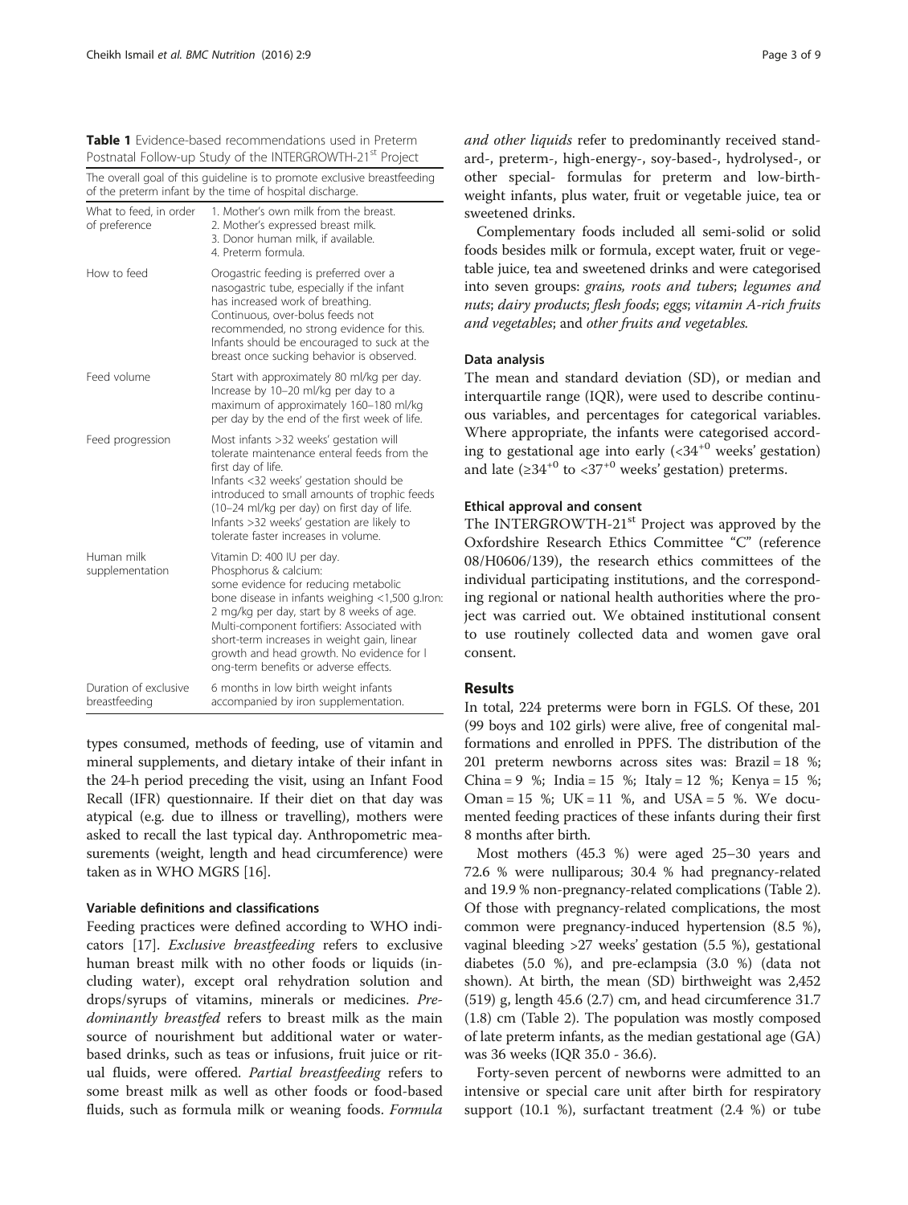**Table 1** Evidence-based recommendations used in Preterm Postnatal Follow-up Study of the INTERGROWTH-21[st] Project

| The overall goal of this guideline is to promote exclusive breastfeeding of the preterm infant by the time of hospital discharge. | |
|---|---|
| What to feed, in order of preference | 1. Mother's own milk from the breast.<br>2. Mother's expressed breast milk.<br>3. Donor human milk, if available.<br>4. Preterm formula. |
| How to feed | Orogastric feeding is preferred over a nasogastric tube, especially if the infant has increased work of breathing.<br>Continuous, over-bolus feeds not recommended, no strong evidence for this.<br>Infants should be encouraged to suck at the breast once sucking behavior is observed. |
| Feed volume | Start with approximately 80 ml/kg per day. Increase by 10–20 ml/kg per day to a maximum of approximately 160–180 ml/kg per day by the end of the first week of life. |
| Feed progression | Most infants >32 weeks' gestation will tolerate maintenance enteral feeds from the first day of life.<br>Infants <32 weeks' gestation should be introduced to small amounts of trophic feeds (10–24 ml/kg per day) on first day of life.<br>Infants >32 weeks' gestation are likely to tolerate faster increases in volume. |
| Human milk supplementation | Vitamin D: 400 IU per day.<br>Phosphorus & calcium:<br>some evidence for reducing metabolic bone disease in infants weighing <1,500 g.Iron: 2 mg/kg per day, start by 8 weeks of age.<br>Multi-component fortifiers: Associated with short-term increases in weight gain, linear growth and head growth. No evidence for l ong-term benefits or adverse effects. |
| Duration of exclusive breastfeeding | 6 months in low birth weight infants accompanied by iron supplementation. |

types consumed, methods of feeding, use of vitamin and mineral supplements, and dietary intake of their infant in the 24-h period preceding the visit, using an Infant Food Recall (IFR) questionnaire. If their diet on that day was atypical (e.g. due to illness or travelling), mothers were asked to recall the last typical day. Anthropometric measurements (weight, length and head circumference) were taken as in WHO MGRS [16].

### Variable definitions and classifications

Feeding practices were defined according to WHO indicators [17]. *Exclusive breastfeeding* refers to exclusive human breast milk with no other foods or liquids (including water), except oral rehydration solution and drops/syrups of vitamins, minerals or medicines. *Predominantly breastfed* refers to breast milk as the main source of nourishment but additional water or water-based drinks, such as teas or infusions, fruit juice or ritual fluids, were offered. *Partial breastfeeding* refers to some breast milk as well as other foods or food-based fluids, such as formula milk or weaning foods. *Formula and other liquids* refer to predominantly received standard-, preterm-, high-energy-, soy-based-, hydrolysed-, or other special- formulas for preterm and low-birth-weight infants, plus water, fruit or vegetable juice, tea or sweetened drinks.

Complementary foods included all semi-solid or solid foods besides milk or formula, except water, fruit or vegetable juice, tea and sweetened drinks and were categorised into seven groups: *grains, roots and tubers*; *legumes and nuts*; *dairy products*; *flesh foods*; *eggs*; *vitamin A-rich fruits and vegetables*; and *other fruits and vegetables*.

### Data analysis

The mean and standard deviation (SD), or median and interquartile range (IQR), were used to describe continuous variables, and percentages for categorical variables. Where appropriate, the infants were categorised according to gestational age into early ($<34^{+0}$ weeks' gestation) and late ($\geq 34^{+0}$ to $<37^{+0}$ weeks' gestation) preterms.

### Ethical approval and consent

The INTERGROWTH-21[st] Project was approved by the Oxfordshire Research Ethics Committee "C" (reference 08/H0606/139), the research ethics committees of the individual participating institutions, and the corresponding regional or national health authorities where the project was carried out. We obtained institutional consent to use routinely collected data and women gave oral consent.

## Results

In total, 224 preterms were born in FGLS. Of these, 201 (99 boys and 102 girls) were alive, free of congenital malformations and enrolled in PPFS. The distribution of the 201 preterm newborns across sites was: Brazil = 18 %; China = 9 %; India = 15 %; Italy = 12 %; Kenya = 15 %; Oman = 15 %; UK = 11 %, and USA = 5 %. We documented feeding practices of these infants during their first 8 months after birth.

Most mothers (45.3 %) were aged 25–30 years and 72.6 % were nulliparous; 30.4 % had pregnancy-related and 19.9 % non-pregnancy-related complications (Table 2). Of those with pregnancy-related complications, the most common were pregnancy-induced hypertension (8.5 %), vaginal bleeding >27 weeks' gestation (5.5 %), gestational diabetes (5.0 %), and pre-eclampsia (3.0 %) (data not shown). At birth, the mean (SD) birthweight was 2,452 (519) g, length 45.6 (2.7) cm, and head circumference 31.7 (1.8) cm (Table 2). The population was mostly composed of late preterm infants, as the median gestational age (GA) was 36 weeks (IQR 35.0 - 36.6).

Forty-seven percent of newborns were admitted to an intensive or special care unit after birth for respiratory support (10.1 %), surfactant treatment (2.4 %) or tube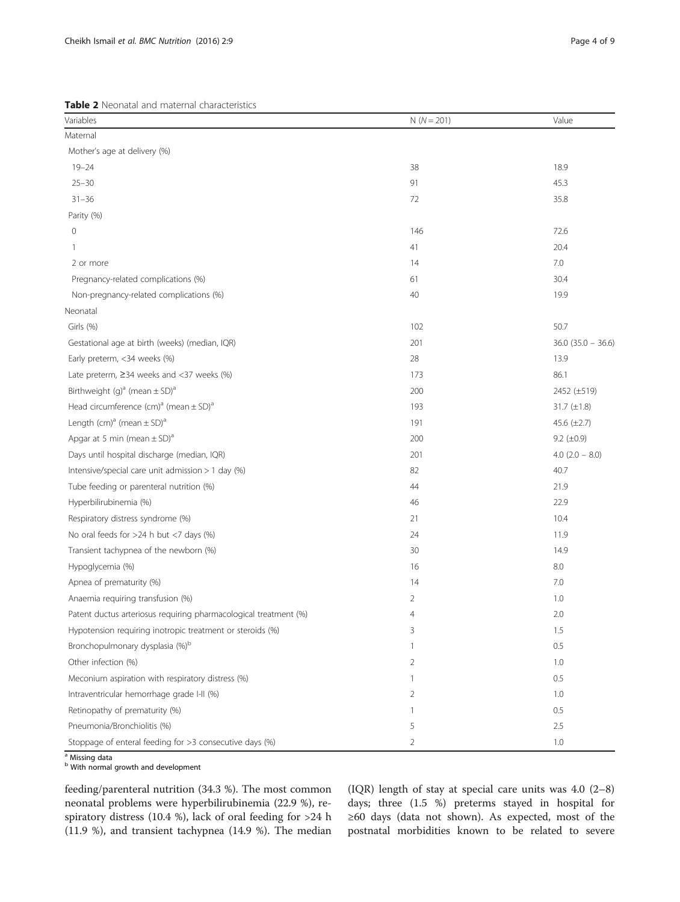**Table 2** Neonatal and maternal characteristics

| Variables | N (N = 201) | Value |
|---|---|---|
| Maternal | | |
| Mother's age at delivery (%) | | |
| 19–24 | 38 | 18.9 |
| 25–30 | 91 | 45.3 |
| 31–36 | 72 | 35.8 |
| Parity (%) | | |
| 0 | 146 | 72.6 |
| 1 | 41 | 20.4 |
| 2 or more | 14 | 7.0 |
| Pregnancy-related complications (%) | 61 | 30.4 |
| Non-pregnancy-related complications (%) | 40 | 19.9 |
| Neonatal | | |
| Girls (%) | 102 | 50.7 |
| Gestational age at birth (weeks) (median, IQR) | 201 | 36.0 (35.0 – 36.6) |
| Early preterm, <34 weeks (%) | 28 | 13.9 |
| Late preterm, ≥34 weeks and <37 weeks (%) | 173 | 86.1 |
| Birthweight (g)[a] (mean ± SD)[a] | 200 | 2452 (±519) |
| Head circumference (cm)[a] (mean ± SD)[a] | 193 | 31.7 (±1.8) |
| Length (cm)[a] (mean ± SD)[a] | 191 | 45.6 (±2.7) |
| Apgar at 5 min (mean ± SD)[a] | 200 | 9.2 (±0.9) |
| Days until hospital discharge (median, IQR) | 201 | 4.0 (2.0 – 8.0) |
| Intensive/special care unit admission > 1 day (%) | 82 | 40.7 |
| Tube feeding or parenteral nutrition (%) | 44 | 21.9 |
| Hyperbilirubinemia (%) | 46 | 22.9 |
| Respiratory distress syndrome (%) | 21 | 10.4 |
| No oral feeds for >24 h but <7 days (%) | 24 | 11.9 |
| Transient tachypnea of the newborn (%) | 30 | 14.9 |
| Hypoglycemia (%) | 16 | 8.0 |
| Apnea of prematurity (%) | 14 | 7.0 |
| Anaemia requiring transfusion (%) | 2 | 1.0 |
| Patent ductus arteriosus requiring pharmacological treatment (%) | 4 | 2.0 |
| Hypotension requiring inotropic treatment or steroids (%) | 3 | 1.5 |
| Bronchopulmonary dysplasia (%)[b] | 1 | 0.5 |
| Other infection (%) | 2 | 1.0 |
| Meconium aspiration with respiratory distress (%) | 1 | 0.5 |
| Intraventricular hemorrhage grade I-II (%) | 2 | 1.0 |
| Retinopathy of prematurity (%) | 1 | 0.5 |
| Pneumonia/Bronchiolitis (%) | 5 | 2.5 |
| Stoppage of enteral feeding for >3 consecutive days (%) | 2 | 1.0 |

[a] Missing data
[b] With normal growth and development

feeding/parenteral nutrition (34.3 %). The most common neonatal problems were hyperbilirubinemia (22.9 %), respiratory distress (10.4 %), lack of oral feeding for >24 h (11.9 %), and transient tachypnea (14.9 %). The median (IQR) length of stay at special care units was 4.0 (2–8) days; three (1.5 %) preterms stayed in hospital for ≥60 days (data not shown). As expected, most of the postnatal morbidities known to be related to severe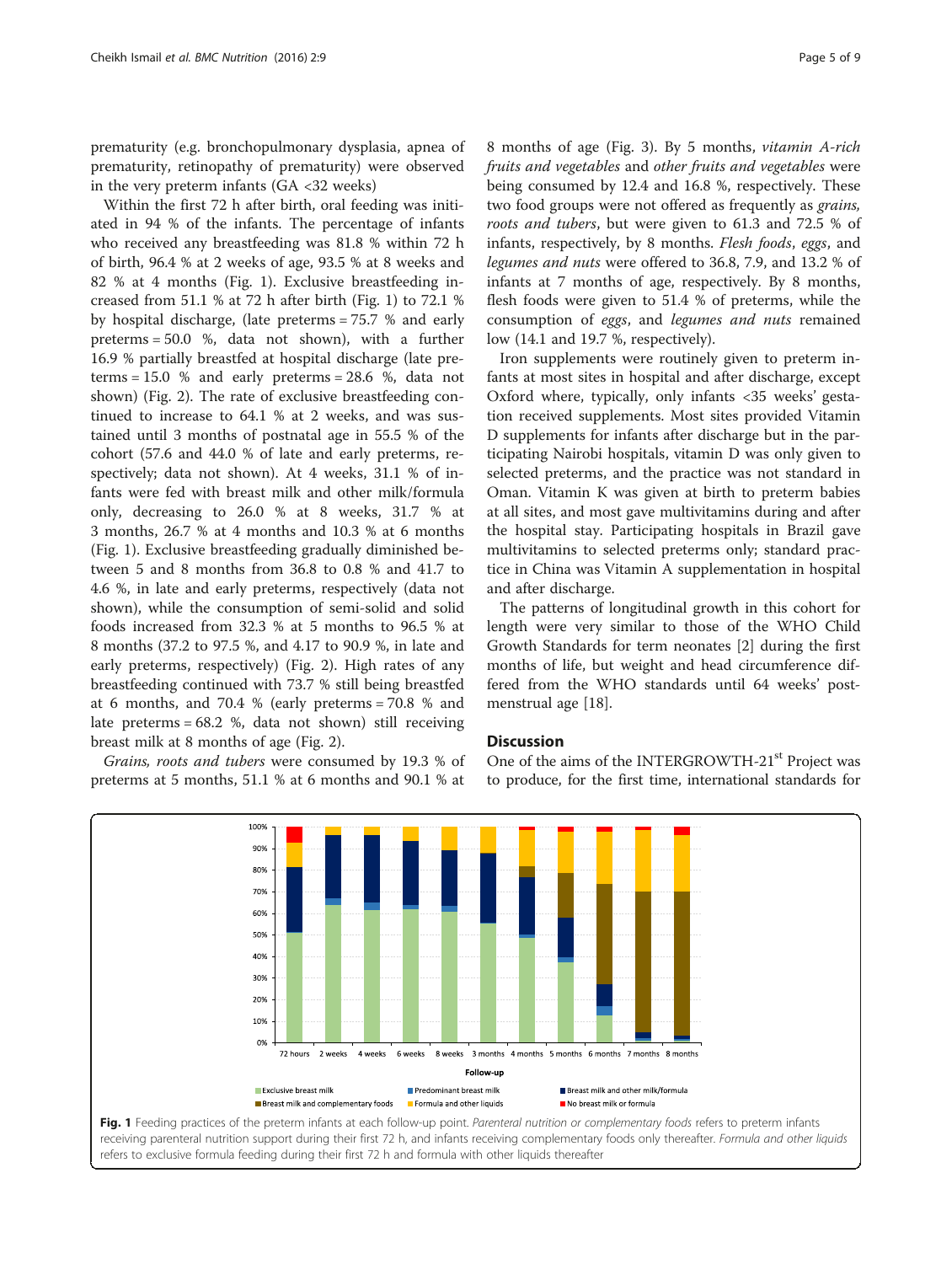prematurity (e.g. bronchopulmonary dysplasia, apnea of prematurity, retinopathy of prematurity) were observed in the very preterm infants (GA <32 weeks)

Within the first 72 h after birth, oral feeding was initiated in 94 % of the infants. The percentage of infants who received any breastfeeding was 81.8 % within 72 h of birth, 96.4 % at 2 weeks of age, 93.5 % at 8 weeks and 82 % at 4 months (Fig. 1). Exclusive breastfeeding increased from 51.1 % at 72 h after birth (Fig. 1) to 72.1 % by hospital discharge, (late preterms = 75.7 % and early preterms = 50.0 %, data not shown), with a further 16.9 % partially breastfed at hospital discharge (late preterms = 15.0 % and early preterms = 28.6 %, data not shown) (Fig. 2). The rate of exclusive breastfeeding continued to increase to 64.1 % at 2 weeks, and was sustained until 3 months of postnatal age in 55.5 % of the cohort (57.6 and 44.0 % of late and early preterms, respectively; data not shown). At 4 weeks, 31.1 % of infants were fed with breast milk and other milk/formula only, decreasing to 26.0 % at 8 weeks, 31.7 % at 3 months, 26.7 % at 4 months and 10.3 % at 6 months (Fig. 1). Exclusive breastfeeding gradually diminished between 5 and 8 months from 36.8 to 0.8 % and 41.7 to 4.6 %, in late and early preterms, respectively (data not shown), while the consumption of semi-solid and solid foods increased from 32.3 % at 5 months to 96.5 % at 8 months (37.2 to 97.5 %, and 4.17 to 90.9 %, in late and early preterms, respectively) (Fig. 2). High rates of any breastfeeding continued with 73.7 % still being breastfed at 6 months, and 70.4 % (early preterms = 70.8 % and late preterms = 68.2 %, data not shown) still receiving breast milk at 8 months of age (Fig. 2).

*Grains, roots and tubers* were consumed by 19.3 % of preterms at 5 months, 51.1 % at 6 months and 90.1 % at 8 months of age (Fig. 3). By 5 months, *vitamin A-rich fruits and vegetables* and *other fruits and vegetables* were being consumed by 12.4 and 16.8 %, respectively. These two food groups were not offered as frequently as *grains, roots and tubers*, but were given to 61.3 and 72.5 % of infants, respectively, by 8 months. *Flesh foods*, *eggs*, and *legumes and nuts* were offered to 36.8, 7.9, and 13.2 % of infants at 7 months of age, respectively. By 8 months, flesh foods were given to 51.4 % of preterms, while the consumption of *eggs*, and *legumes and nuts* remained low (14.1 and 19.7 %, respectively).

Iron supplements were routinely given to preterm infants at most sites in hospital and after discharge, except Oxford where, typically, only infants <35 weeks' gestation received supplements. Most sites provided Vitamin D supplements for infants after discharge but in the participating Nairobi hospitals, vitamin D was only given to selected preterms, and the practice was not standard in Oman. Vitamin K was given at birth to preterm babies at all sites, and most gave multivitamins during and after the hospital stay. Participating hospitals in Brazil gave multivitamins to selected preterms only; standard practice in China was Vitamin A supplementation in hospital and after discharge.

The patterns of longitudinal growth in this cohort for length were very similar to those of the WHO Child Growth Standards for term neonates [2] during the first months of life, but weight and head circumference differed from the WHO standards until 64 weeks' postmenstrual age [18].

## Discussion

One of the aims of the INTERGROWTH-21st Project was to produce, for the first time, international standards for

**Fig. 1** Feeding practices of the preterm infants at each follow-up point. *Parenteral nutrition or complementary foods* refers to preterm infants receiving parenteral nutrition support during their first 72 h, and infants receiving complementary foods only thereafter. *Formula and other liquids* refers to exclusive formula feeding during their first 72 h and formula with other liquids thereafter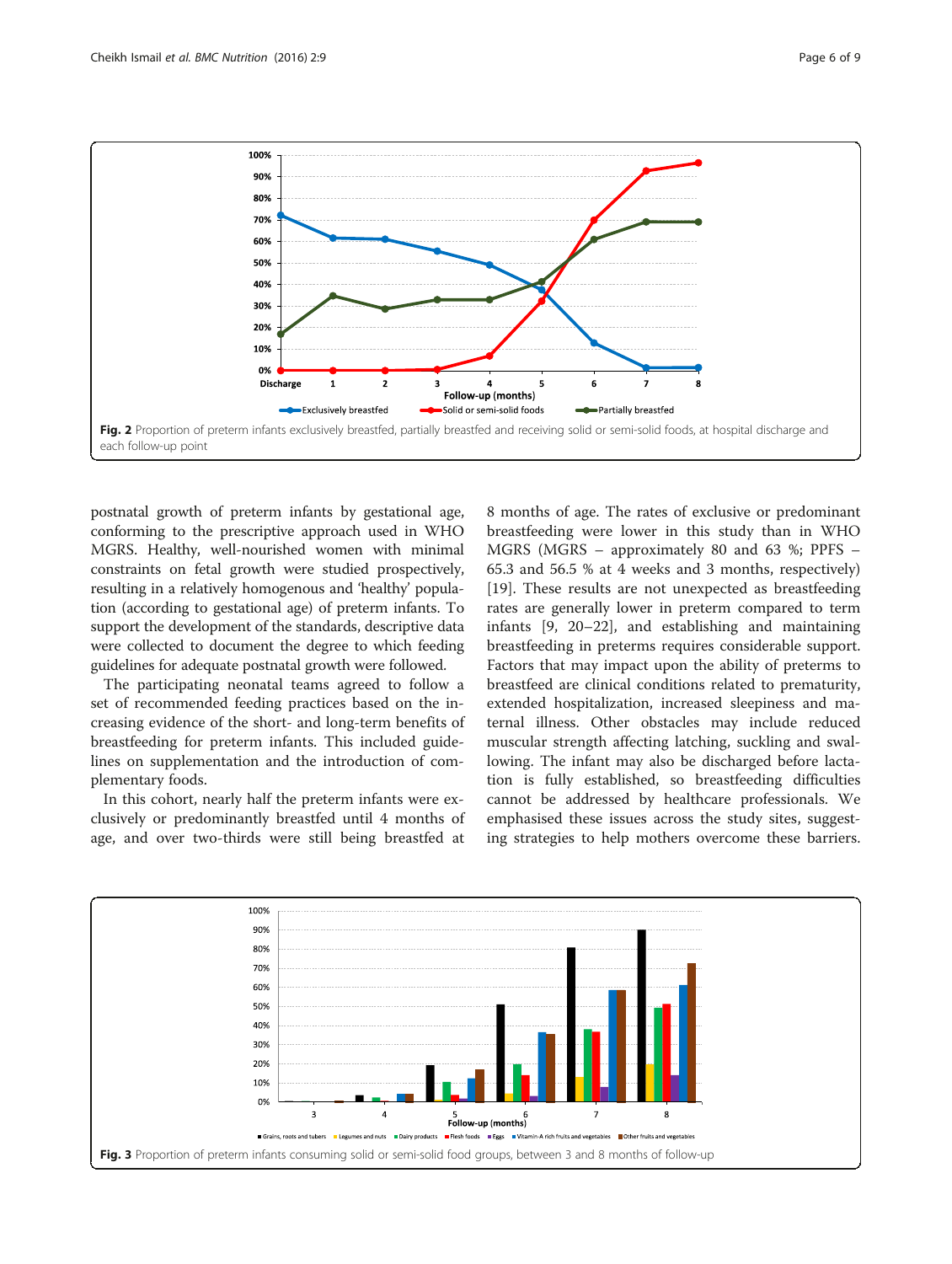Fig. 2 Proportion of preterm infants exclusively breastfed, partially breastfed and receiving solid or semi-solid foods, at hospital discharge and each follow-up point

postnatal growth of preterm infants by gestational age, conforming to the prescriptive approach used in WHO MGRS. Healthy, well-nourished women with minimal constraints on fetal growth were studied prospectively, resulting in a relatively homogenous and 'healthy' population (according to gestational age) of preterm infants. To support the development of the standards, descriptive data were collected to document the degree to which feeding guidelines for adequate postnatal growth were followed.

The participating neonatal teams agreed to follow a set of recommended feeding practices based on the increasing evidence of the short- and long-term benefits of breastfeeding for preterm infants. This included guidelines on supplementation and the introduction of complementary foods.

In this cohort, nearly half the preterm infants were exclusively or predominantly breastfed until 4 months of age, and over two-thirds were still being breastfed at 8 months of age. The rates of exclusive or predominant breastfeeding were lower in this study than in WHO MGRS (MGRS – approximately 80 and 63 %; PPFS – 65.3 and 56.5 % at 4 weeks and 3 months, respectively) [19]. These results are not unexpected as breastfeeding rates are generally lower in preterm compared to term infants [9, 20–22], and establishing and maintaining breastfeeding in preterms requires considerable support. Factors that may impact upon the ability of preterms to breastfeed are clinical conditions related to prematurity, extended hospitalization, increased sleepiness and maternal illness. Other obstacles may include reduced muscular strength affecting latching, suckling and swallowing. The infant may also be discharged before lactation is fully established, so breastfeeding difficulties cannot be addressed by healthcare professionals. We emphasised these issues across the study sites, suggesting strategies to help mothers overcome these barriers.

Fig. 3 Proportion of preterm infants consuming solid or semi-solid food groups, between 3 and 8 months of follow-up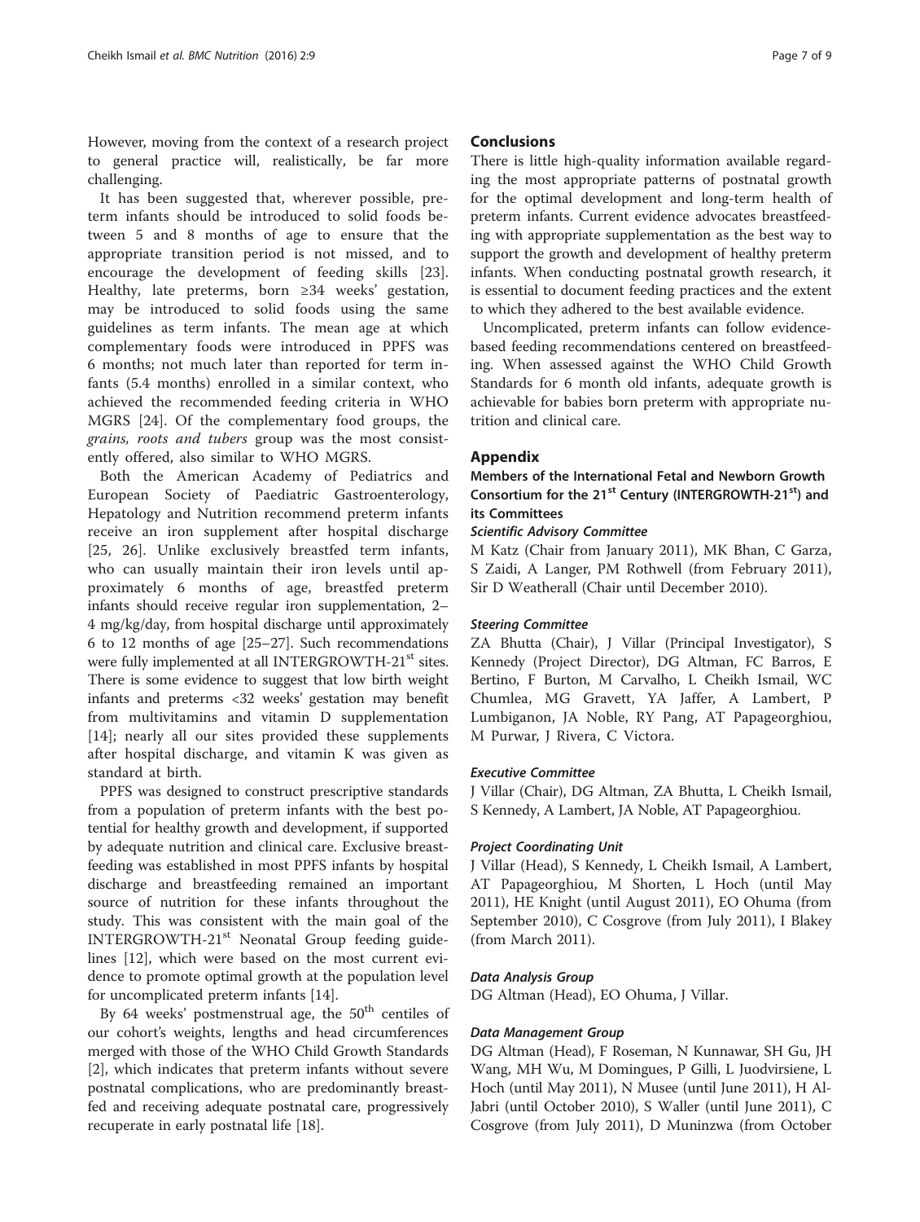However, moving from the context of a research project to general practice will, realistically, be far more challenging.

It has been suggested that, wherever possible, preterm infants should be introduced to solid foods between 5 and 8 months of age to ensure that the appropriate transition period is not missed, and to encourage the development of feeding skills [23]. Healthy, late preterms, born ≥34 weeks' gestation, may be introduced to solid foods using the same guidelines as term infants. The mean age at which complementary foods were introduced in PPFS was 6 months; not much later than reported for term infants (5.4 months) enrolled in a similar context, who achieved the recommended feeding criteria in WHO MGRS [24]. Of the complementary food groups, the *grains, roots and tubers* group was the most consistently offered, also similar to WHO MGRS.

Both the American Academy of Pediatrics and European Society of Paediatric Gastroenterology, Hepatology and Nutrition recommend preterm infants receive an iron supplement after hospital discharge [25, 26]. Unlike exclusively breastfed term infants, who can usually maintain their iron levels until approximately 6 months of age, breastfed preterm infants should receive regular iron supplementation, 2–4 mg/kg/day, from hospital discharge until approximately 6 to 12 months of age [25–27]. Such recommendations were fully implemented at all INTERGROWTH-21st sites. There is some evidence to suggest that low birth weight infants and preterms <32 weeks' gestation may benefit from multivitamins and vitamin D supplementation [14]; nearly all our sites provided these supplements after hospital discharge, and vitamin K was given as standard at birth.

PPFS was designed to construct prescriptive standards from a population of preterm infants with the best potential for healthy growth and development, if supported by adequate nutrition and clinical care. Exclusive breastfeeding was established in most PPFS infants by hospital discharge and breastfeeding remained an important source of nutrition for these infants throughout the study. This was consistent with the main goal of the INTERGROWTH-21st Neonatal Group feeding guidelines [12], which were based on the most current evidence to promote optimal growth at the population level for uncomplicated preterm infants [14].

By 64 weeks' postmenstrual age, the 50th centiles of our cohort's weights, lengths and head circumferences merged with those of the WHO Child Growth Standards [2], which indicates that preterm infants without severe postnatal complications, who are predominantly breastfed and receiving adequate postnatal care, progressively recuperate in early postnatal life [18].

## Conclusions

There is little high-quality information available regarding the most appropriate patterns of postnatal growth for the optimal development and long-term health of preterm infants. Current evidence advocates breastfeeding with appropriate supplementation as the best way to support the growth and development of healthy preterm infants. When conducting postnatal growth research, it is essential to document feeding practices and the extent to which they adhered to the best available evidence.

Uncomplicated, preterm infants can follow evidence-based feeding recommendations centered on breastfeeding. When assessed against the WHO Child Growth Standards for 6 month old infants, adequate growth is achievable for babies born preterm with appropriate nutrition and clinical care.

## Appendix

### Members of the International Fetal and Newborn Growth Consortium for the 21st Century (INTERGROWTH-21st) and its Committees

#### *Scientific Advisory Committee*

M Katz (Chair from January 2011), MK Bhan, C Garza, S Zaidi, A Langer, PM Rothwell (from February 2011), Sir D Weatherall (Chair until December 2010).

#### *Steering Committee*

ZA Bhutta (Chair), J Villar (Principal Investigator), S Kennedy (Project Director), DG Altman, FC Barros, E Bertino, F Burton, M Carvalho, L Cheikh Ismail, WC Chumlea, MG Gravett, YA Jaffer, A Lambert, P Lumbiganon, JA Noble, RY Pang, AT Papageorghiou, M Purwar, J Rivera, C Victora.

#### *Executive Committee*

J Villar (Chair), DG Altman, ZA Bhutta, L Cheikh Ismail, S Kennedy, A Lambert, JA Noble, AT Papageorghiou.

#### *Project Coordinating Unit*

J Villar (Head), S Kennedy, L Cheikh Ismail, A Lambert, AT Papageorghiou, M Shorten, L Hoch (until May 2011), HE Knight (until August 2011), EO Ohuma (from September 2010), C Cosgrove (from July 2011), I Blakey (from March 2011).

#### *Data Analysis Group*

DG Altman (Head), EO Ohuma, J Villar.

#### *Data Management Group*

DG Altman (Head), F Roseman, N Kunnawar, SH Gu, JH Wang, MH Wu, M Domingues, P Gilli, L Juodvirsiene, L Hoch (until May 2011), N Musee (until June 2011), H Al-Jabri (until October 2010), S Waller (until June 2011), C Cosgrove (from July 2011), D Muninzwa (from October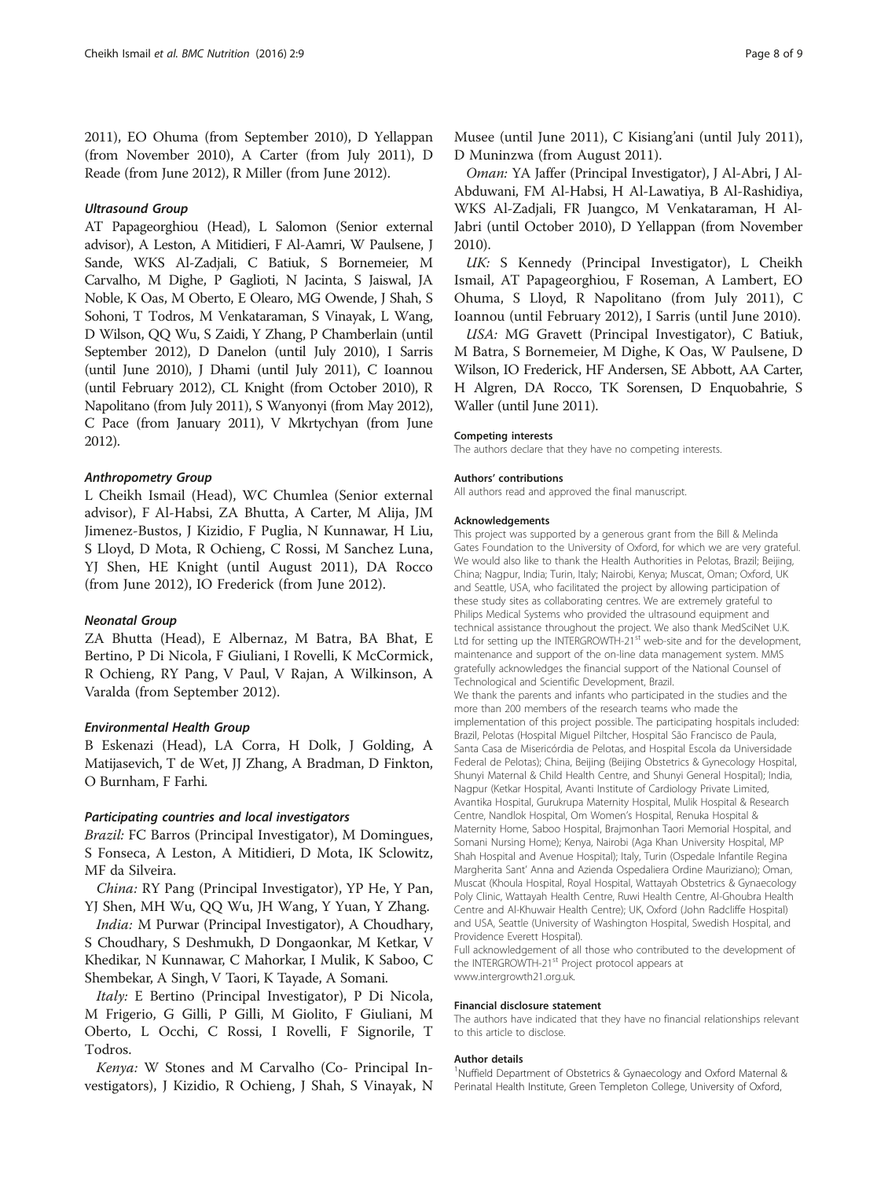2011), EO Ohuma (from September 2010), D Yellappan (from November 2010), A Carter (from July 2011), D Reade (from June 2012), R Miller (from June 2012).

#### *Ultrasound Group*

AT Papageorghiou (Head), L Salomon (Senior external advisor), A Leston, A Mitidieri, F Al-Aamri, W Paulsene, J Sande, WKS Al-Zadjali, C Batiuk, S Bornemeier, M Carvalho, M Dighe, P Gaglioti, N Jacinta, S Jaiswal, JA Noble, K Oas, M Oberto, E Olearo, MG Owende, J Shah, S Sohoni, T Todros, M Venkataraman, S Vinayak, L Wang, D Wilson, QQ Wu, S Zaidi, Y Zhang, P Chamberlain (until September 2012), D Danelon (until July 2010), I Sarris (until June 2010), J Dhami (until July 2011), C Ioannou (until February 2012), CL Knight (from October 2010), R Napolitano (from July 2011), S Wanyonyi (from May 2012), C Pace (from January 2011), V Mkrtychyan (from June 2012).

#### *Anthropometry Group*

L Cheikh Ismail (Head), WC Chumlea (Senior external advisor), F Al-Habsi, ZA Bhutta, A Carter, M Alija, JM Jimenez-Bustos, J Kizidio, F Puglia, N Kunnawar, H Liu, S Lloyd, D Mota, R Ochieng, C Rossi, M Sanchez Luna, YJ Shen, HE Knight (until August 2011), DA Rocco (from June 2012), IO Frederick (from June 2012).

#### *Neonatal Group*

ZA Bhutta (Head), E Albernaz, M Batra, BA Bhat, E Bertino, P Di Nicola, F Giuliani, I Rovelli, K McCormick, R Ochieng, RY Pang, V Paul, V Rajan, A Wilkinson, A Varalda (from September 2012).

#### *Environmental Health Group*

B Eskenazi (Head), LA Corra, H Dolk, J Golding, A Matijasevich, T de Wet, JJ Zhang, A Bradman, D Finkton, O Burnham, F Farhi.

#### *Participating countries and local investigators*

*Brazil:* FC Barros (Principal Investigator), M Domingues, S Fonseca, A Leston, A Mitidieri, D Mota, IK Sclowitz, MF da Silveira.

*China:* RY Pang (Principal Investigator), YP He, Y Pan, YJ Shen, MH Wu, QQ Wu, JH Wang, Y Yuan, Y Zhang.

*India:* M Purwar (Principal Investigator), A Choudhary, S Choudhary, S Deshmukh, D Dongaonkar, M Ketkar, V Khedikar, N Kunnawar, C Mahorkar, I Mulik, K Saboo, C Shembekar, A Singh, V Taori, K Tayade, A Somani.

*Italy:* E Bertino (Principal Investigator), P Di Nicola, M Frigerio, G Gilli, P Gilli, M Giolito, F Giuliani, M Oberto, L Occhi, C Rossi, I Rovelli, F Signorile, T Todros.

*Kenya:* W Stones and M Carvalho (Co- Principal Investigators), J Kizidio, R Ochieng, J Shah, S Vinayak, N Musee (until June 2011), C Kisiang'ani (until July 2011), D Muninzwa (from August 2011).

*Oman:* YA Jaffer (Principal Investigator), J Al-Abri, J Al-Abduwani, FM Al-Habsi, H Al-Lawatiya, B Al-Rashidiya, WKS Al-Zadjali, FR Juangco, M Venkataraman, H Al-Jabri (until October 2010), D Yellappan (from November 2010).

*UK:* S Kennedy (Principal Investigator), L Cheikh Ismail, AT Papageorghiou, F Roseman, A Lambert, EO Ohuma, S Lloyd, R Napolitano (from July 2011), C Ioannou (until February 2012), I Sarris (until June 2010).

*USA:* MG Gravett (Principal Investigator), C Batiuk, M Batra, S Bornemeier, M Dighe, K Oas, W Paulsene, D Wilson, IO Frederick, HF Andersen, SE Abbott, AA Carter, H Algren, DA Rocco, TK Sorensen, D Enquobahrie, S Waller (until June 2011).

#### Competing interests

The authors declare that they have no competing interests.

#### Authors' contributions

All authors read and approved the final manuscript.

#### Acknowledgements

This project was supported by a generous grant from the Bill & Melinda Gates Foundation to the University of Oxford, for which we are very grateful. We would also like to thank the Health Authorities in Pelotas, Brazil; Beijing, China; Nagpur, India; Turin, Italy; Nairobi, Kenya; Muscat, Oman; Oxford, UK and Seattle, USA, who facilitated the project by allowing participation of these study sites as collaborating centres. We are extremely grateful to Philips Medical Systems who provided the ultrasound equipment and technical assistance throughout the project. We also thank MedSciNet U.K. Ltd for setting up the INTERGROWTH-21[st] web-site and for the development, maintenance and support of the on-line data management system. MMS gratefully acknowledges the financial support of the National Counsel of Technological and Scientific Development, Brazil.

We thank the parents and infants who participated in the studies and the more than 200 members of the research teams who made the implementation of this project possible. The participating hospitals included: Brazil, Pelotas (Hospital Miguel Piltcher, Hospital São Francisco de Paula, Santa Casa de Misericórdia de Pelotas, and Hospital Escola da Universidade Federal de Pelotas); China, Beijing (Beijing Obstetrics & Gynecology Hospital, Shunyi Maternal & Child Health Centre, and Shunyi General Hospital); India, Nagpur (Ketkar Hospital, Avanti Institute of Cardiology Private Limited, Avantika Hospital, Gurukrupa Maternity Hospital, Mulik Hospital & Research Centre, Nandlok Hospital, Om Women's Hospital, Renuka Hospital & Maternity Home, Saboo Hospital, Brajmonhan Taori Memorial Hospital, and Somani Nursing Home); Kenya, Nairobi (Aga Khan University Hospital, MP Shah Hospital and Avenue Hospital); Italy, Turin (Ospedale Infantile Regina Margherita Sant' Anna and Azienda Ospedaliera Ordine Mauriziano); Oman, Muscat (Khoula Hospital, Royal Hospital, Wattayah Obstetrics & Gynaecology Poly Clinic, Wattayah Health Centre, Ruwi Health Centre, Al-Ghoubra Health Centre and Al-Khuwair Health Centre); UK, Oxford (John Radcliffe Hospital) and USA, Seattle (University of Washington Hospital, Swedish Hospital, and Providence Everett Hospital).

Full acknowledgement of all those who contributed to the development of the INTERGROWTH-21[st] Project protocol appears at www.intergrowth21.org.uk.

#### Financial disclosure statement

The authors have indicated that they have no financial relationships relevant to this article to disclose.

#### Author details

[1]Nuffield Department of Obstetrics & Gynaecology and Oxford Maternal & Perinatal Health Institute, Green Templeton College, University of Oxford,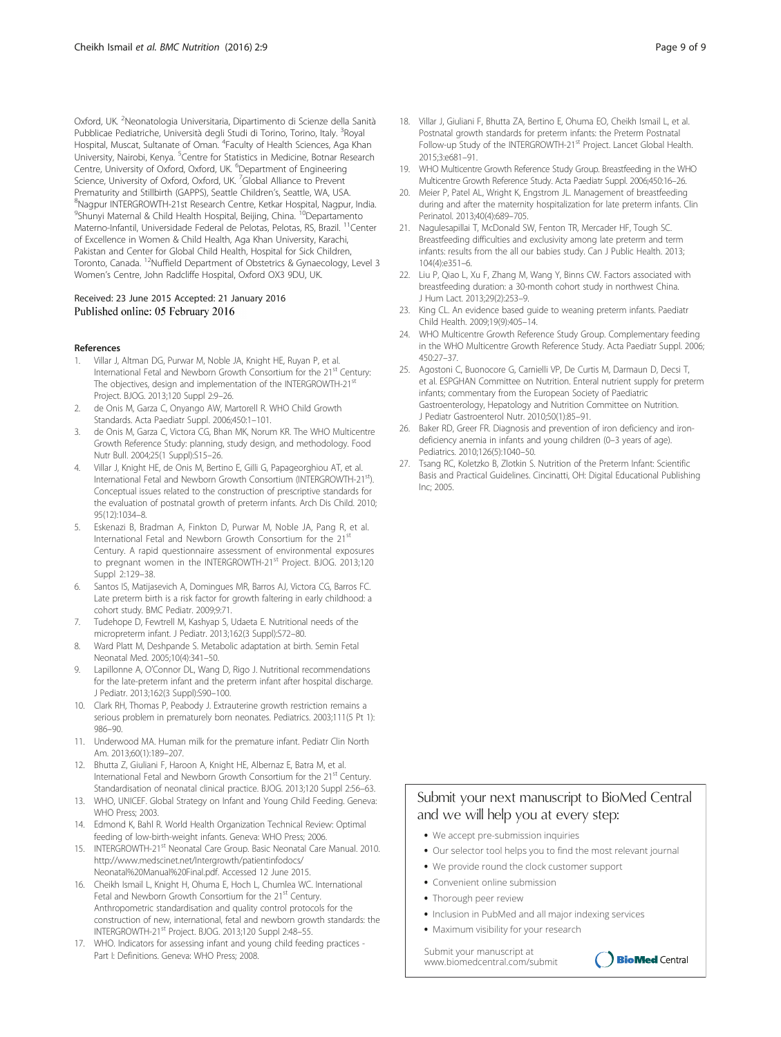Oxford, UK. [2]Neonatologia Universitaria, Dipartimento di Scienze della Sanità Pubblicae Pediatriche, Università degli Studi di Torino, Torino, Italy. [3]Royal Hospital, Muscat, Sultanate of Oman. [4]Faculty of Health Sciences, Aga Khan University, Nairobi, Kenya. [5]Centre for Statistics in Medicine, Botnar Research Centre, University of Oxford, Oxford, UK. [6]Department of Engineering Science, University of Oxford, Oxford, UK. [7]Global Alliance to Prevent Prematurity and Stillbirth (GAPPS), Seattle Children's, Seattle, WA, USA. [8]Nagpur INTERGROWTH-21st Research Centre, Ketkar Hospital, Nagpur, India. [9]Shunyi Maternal & Child Health Hospital, Beijing, China. [10]Departamento Materno-Infantil, Universidade Federal de Pelotas, Pelotas, RS, Brazil. [11]Center of Excellence in Women & Child Health, Aga Khan University, Karachi, Pakistan and Center for Global Child Health, Hospital for Sick Children, Toronto, Canada. [12]Nuffield Department of Obstetrics & Gynaecology, Level 3 Women's Centre, John Radcliffe Hospital, Oxford OX3 9DU, UK.

Received: 23 June 2015 Accepted: 21 January 2016
Published online: 05 February 2016

## References

1. Villar J, Altman DG, Purwar M, Noble JA, Knight HE, Ruyan P, et al. International Fetal and Newborn Growth Consortium for the 21st Century: The objectives, design and implementation of the INTERGROWTH-21st Project. BJOG. 2013;120 Suppl 2:9–26.
2. de Onis M, Garza C, Onyango AW, Martorell R. WHO Child Growth Standards. Acta Paediatr Suppl. 2006;450:1–101.
3. de Onis M, Garza C, Victora CG, Bhan MK, Norum KR. The WHO Multicentre Growth Reference Study: planning, study design, and methodology. Food Nutr Bull. 2004;25(1 Suppl):S15–26.
4. Villar J, Knight HE, de Onis M, Bertino E, Gilli G, Papageorghiou AT, et al. International Fetal and Newborn Growth Consortium (INTERGROWTH-21st). Conceptual issues related to the construction of prescriptive standards for the evaluation of postnatal growth of preterm infants. Arch Dis Child. 2010; 95(12):1034–8.
5. Eskenazi B, Bradman A, Finkton D, Purwar M, Noble JA, Pang R, et al. International Fetal and Newborn Growth Consortium for the 21st Century. A rapid questionnaire assessment of environmental exposures to pregnant women in the INTERGROWTH-21st Project. BJOG. 2013;120 Suppl 2:129–38.
6. Santos IS, Matijasevich A, Domingues MR, Barros AJ, Victora CG, Barros FC. Late preterm birth is a risk factor for growth faltering in early childhood: a cohort study. BMC Pediatr. 2009;9:71.
7. Tudehope D, Fewtrell M, Kashyap S, Udaeta E. Nutritional needs of the micropreterm infant. J Pediatr. 2013;162(3 Suppl):S72–80.
8. Ward Platt M, Deshpande S. Metabolic adaptation at birth. Semin Fetal Neonatal Med. 2005;10(4):341–50.
9. Lapillonne A, O'Connor DL, Wang D, Rigo J. Nutritional recommendations for the late-preterm infant and the preterm infant after hospital discharge. J Pediatr. 2013;162(3 Suppl):S90–100.
10. Clark RH, Thomas P, Peabody J. Extrauterine growth restriction remains a serious problem in prematurely born neonates. Pediatrics. 2003;111(5 Pt 1): 986–90.
11. Underwood MA. Human milk for the premature infant. Pediatr Clin North Am. 2013;60(1):189–207.
12. Bhutta Z, Giuliani F, Haroon A, Knight HE, Albernaz E, Batra M, et al. International Fetal and Newborn Growth Consortium for the 21st Century. Standardisation of neonatal clinical practice. BJOG. 2013;120 Suppl 2:56–63.
13. WHO, UNICEF. Global Strategy on Infant and Young Child Feeding. Geneva: WHO Press; 2003.
14. Edmond K, Bahl R. World Health Organization Technical Review: Optimal feeding of low-birth-weight infants. Geneva: WHO Press; 2006.
15. INTERGROWTH-21st Neonatal Care Group. Basic Neonatal Care Manual. 2010. http://www.medscinet.net/Intergrowth/patientinfodocs/Neonatal%20Manual%20Final.pdf. Accessed 12 June 2015.
16. Cheikh Ismail L, Knight H, Ohuma E, Hoch L, Chumlea WC. International Fetal and Newborn Growth Consortium for the 21st Century. Anthropometric standardisation and quality control protocols for the construction of new, international, fetal and newborn growth standards: the INTERGROWTH-21st Project. BJOG. 2013;120 Suppl 2:48–55.
17. WHO. Indicators for assessing infant and young child feeding practices - Part I: Definitions. Geneva: WHO Press; 2008.
18. Villar J, Giuliani F, Bhutta ZA, Bertino E, Ohuma EO, Cheikh Ismail L, et al. Postnatal growth standards for preterm infants: the Preterm Postnatal Follow-up Study of the INTERGROWTH-21st Project. Lancet Global Health. 2015;3:e681–91.
19. WHO Multicentre Growth Reference Study Group. Breastfeeding in the WHO Multicentre Growth Reference Study. Acta Paediatr Suppl. 2006;450:16–26.
20. Meier P, Patel AL, Wright K, Engstrom JL. Management of breastfeeding during and after the maternity hospitalization for late preterm infants. Clin Perinatol. 2013;40(4):689–705.
21. Nagulesapillai T, McDonald SW, Fenton TR, Mercader HF, Tough SC. Breastfeeding difficulties and exclusivity among late preterm and term infants: results from the all our babies study. Can J Public Health. 2013; 104(4):e351–6.
22. Liu P, Qiao L, Xu F, Zhang M, Wang Y, Binns CW. Factors associated with breastfeeding duration: a 30-month cohort study in northwest China. J Hum Lact. 2013;29(2):253–9.
23. King CL. An evidence based guide to weaning preterm infants. Paediatr Child Health. 2009;19(9):405–14.
24. WHO Multicentre Growth Reference Study Group. Complementary feeding in the WHO Multicentre Growth Reference Study. Acta Paediatr Suppl. 2006; 450:27–37.
25. Agostoni C, Buonocore G, Carnielli VP, De Curtis M, Darmaun D, Decsi T, et al. ESPGHAN Committee on Nutrition. Enteral nutrient supply for preterm infants; commentary from the European Society of Paediatric Gastroenterology, Hepatology and Nutrition Committee on Nutrition. J Pediatr Gastroenterol Nutr. 2010;50(1):85–91.
26. Baker RD, Greer FR. Diagnosis and prevention of iron deficiency and iron-deficiency anemia in infants and young children (0–3 years of age). Pediatrics. 2010;126(5):1040–50.
27. Tsang RC, Koletzko B, Zlotkin S. Nutrition of the Preterm Infant: Scientific Basis and Practical Guidelines. Cincinatti, OH: Digital Educational Publishing Inc; 2005.

Submit your next manuscript to BioMed Central and we will help you at every step:

- We accept pre-submission inquiries
- Our selector tool helps you to find the most relevant journal
- We provide round the clock customer support
- Convenient online submission
- Thorough peer review
- Inclusion in PubMed and all major indexing services
- Maximum visibility for your research

Submit your manuscript at
www.biomedcentral.com/submit

BioMed Central